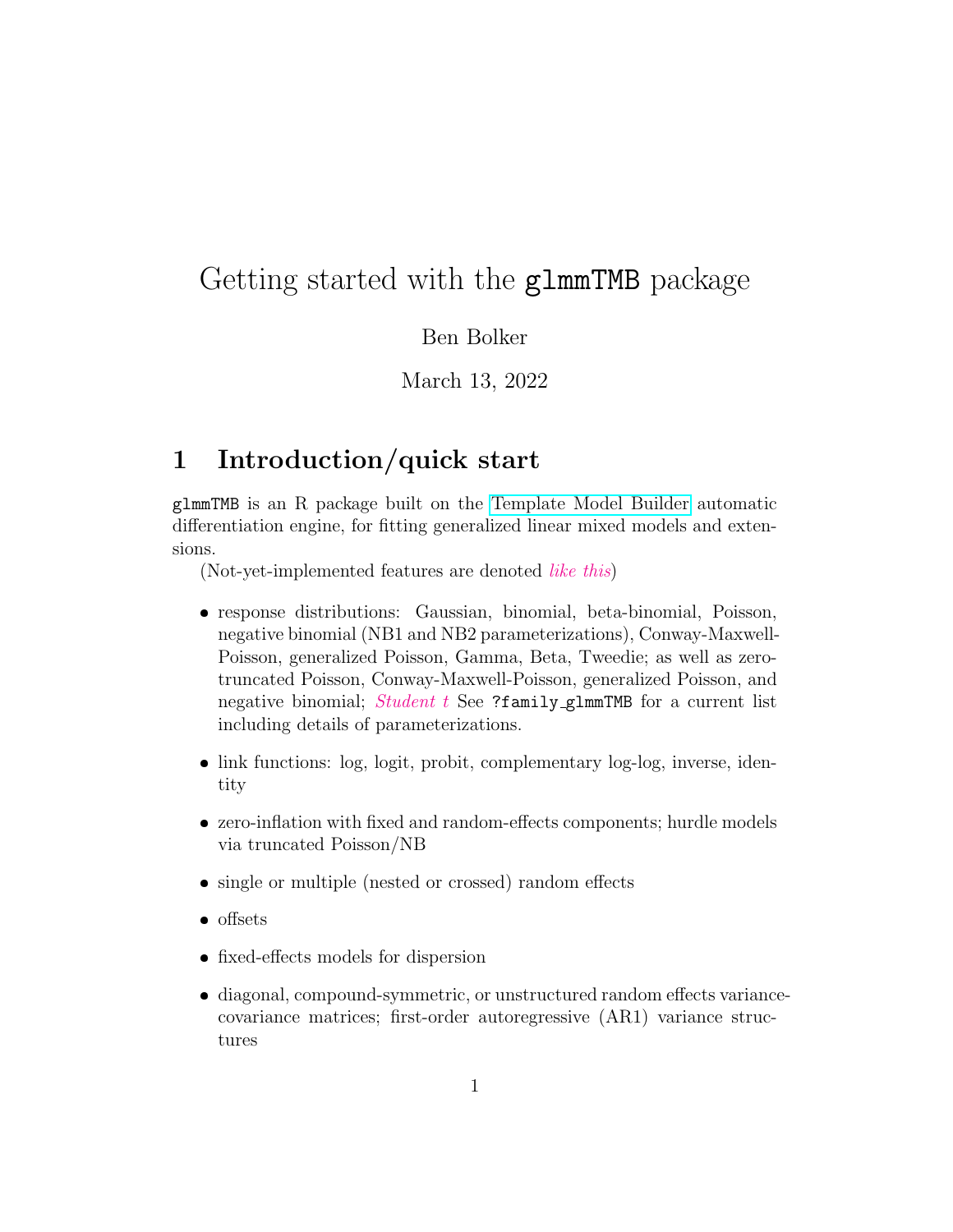# Getting started with the `glmmTMB` package

Ben Bolker

March 13, 2022

## 1 Introduction/quick start

`glmmTMB` is an R package built on the Template Model Builder automatic differentiation engine, for fitting generalized linear mixed models and extensions.

(Not-yet-implemented features are denoted *like this*)

- response distributions: Gaussian, binomial, beta-binomial, Poisson, negative binomial (NB1 and NB2 parameterizations), Conway-Maxwell-Poisson, generalized Poisson, Gamma, Beta, Tweedie; as well as zero-truncated Poisson, Conway-Maxwell-Poisson, generalized Poisson, and negative binomial; *Student t* See `?family_glmmTMB` for a current list including details of parameterizations.
- link functions: log, logit, probit, complementary log-log, inverse, identity
- zero-inflation with fixed and random-effects components; hurdle models via truncated Poisson/NB
- single or multiple (nested or crossed) random effects
- offsets
- fixed-effects models for dispersion
- diagonal, compound-symmetric, or unstructured random effects variance-covariance matrices; first-order autoregressive (AR1) variance structures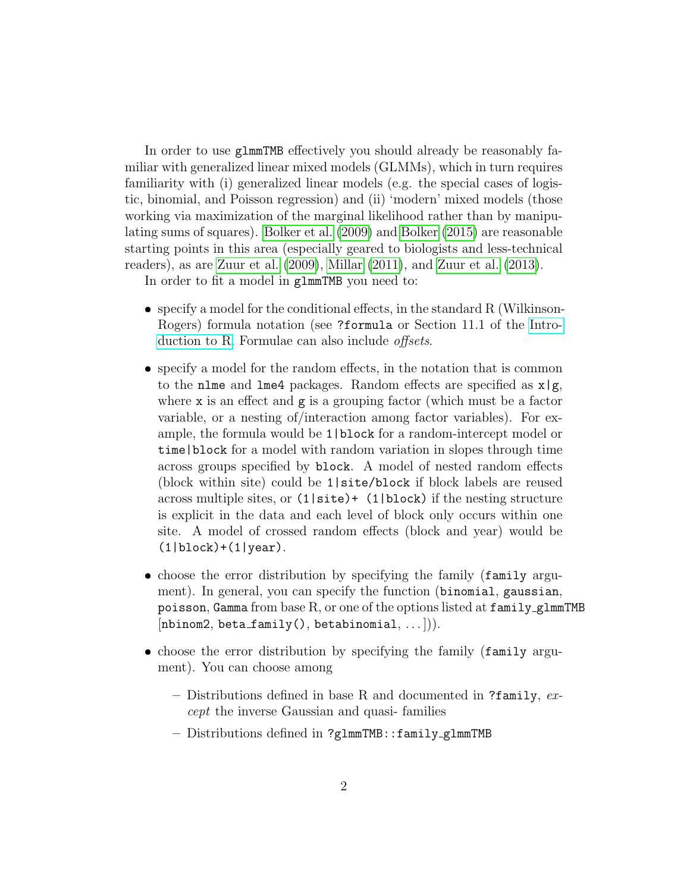In order to use `glmmTMB` effectively you should already be reasonably familiar with generalized linear mixed models (GLMMs), which in turn requires familiarity with (i) generalized linear models (e.g. the special cases of logistic, binomial, and Poisson regression) and (ii) 'modern' mixed models (those working via maximization of the marginal likelihood rather than by manipulating sums of squares). Bolker et al. (2009) and Bolker (2015) are reasonable starting points in this area (especially geared to biologists and less-technical readers), as are Zuur et al. (2009), Millar (2011), and Zuur et al. (2013).

In order to fit a model in `glmmTMB` you need to:

- specify a model for the conditional effects, in the standard R (Wilkinson-Rogers) formula notation (see `?formula` or Section 11.1 of the Introduction to R. Formulae can also include *offsets*.
- specify a model for the random effects, in the notation that is common to the `nlme` and `lme4` packages. Random effects are specified as `x|g`, where `x` is an effect and `g` is a grouping factor (which must be a factor variable, or a nesting of/interaction among factor variables). For example, the formula would be `1|block` for a random-intercept model or `time|block` for a model with random variation in slopes through time across groups specified by `block`. A model of nested random effects (block within site) could be `1|site/block` if block labels are reused across multiple sites, or `(1|site)+ (1|block)` if the nesting structure is explicit in the data and each level of block only occurs within one site. A model of crossed random effects (block and year) would be `(1|block)+(1|year)`.
- choose the error distribution by specifying the family (`family` argument). In general, you can specify the function (`binomial`, `gaussian`, `poisson`, `Gamma` from base R, or one of the options listed at `family_glmmTMB` [`nbinom2`, `beta_family()`, `betabinomial`, ...])).
- choose the error distribution by specifying the family (`family` argument). You can choose among
  - Distributions defined in base R and documented in `?family`, *except* the inverse Gaussian and quasi- families
  - Distributions defined in `?glmmTMB::family_glmmTMB`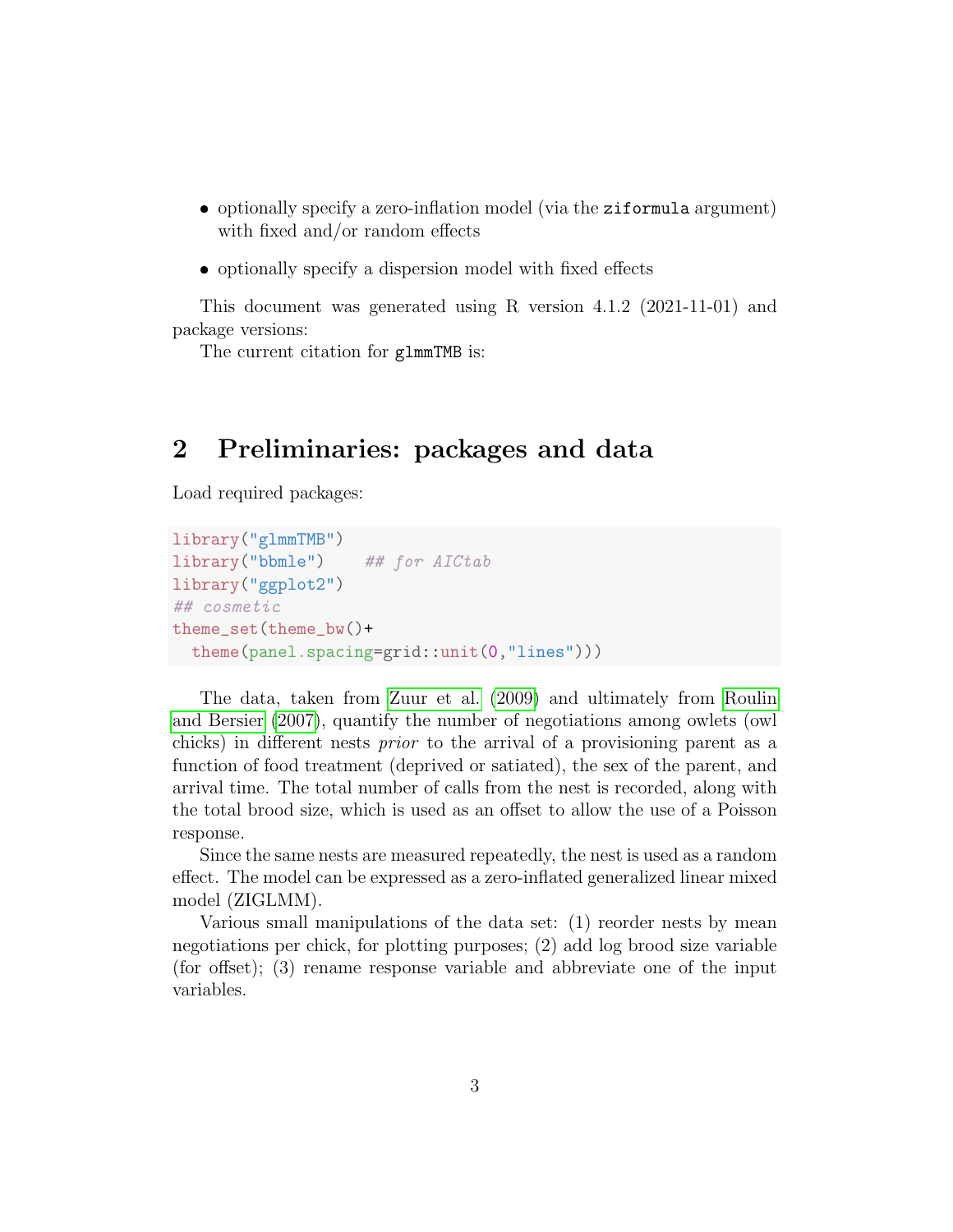- optionally specify a zero-inflation model (via the `ziformula` argument) with fixed and/or random effects
- optionally specify a dispersion model with fixed effects

This document was generated using R version 4.1.2 (2021-11-01) and package versions:

The current citation for `glmmTMB` is:

## 2 Preliminaries: packages and data

Load required packages:

```
library("glmmTMB")
library("bbmle")    ## for AICtab
library("ggplot2")
## cosmetic
theme_set(theme_bw()+
  theme(panel.spacing=grid::unit(0,"lines")))
```

The data, taken from Zuur et al. (2009) and ultimately from Roulin and Bersier (2007), quantify the number of negotiations among owlets (owl chicks) in different nests *prior* to the arrival of a provisioning parent as a function of food treatment (deprived or satiated), the sex of the parent, and arrival time. The total number of calls from the nest is recorded, along with the total brood size, which is used as an offset to allow the use of a Poisson response.

Since the same nests are measured repeatedly, the nest is used as a random effect. The model can be expressed as a zero-inflated generalized linear mixed model (ZIGLMM).

Various small manipulations of the data set: (1) reorder nests by mean negotiations per chick, for plotting purposes; (2) add log brood size variable (for offset); (3) rename response variable and abbreviate one of the input variables.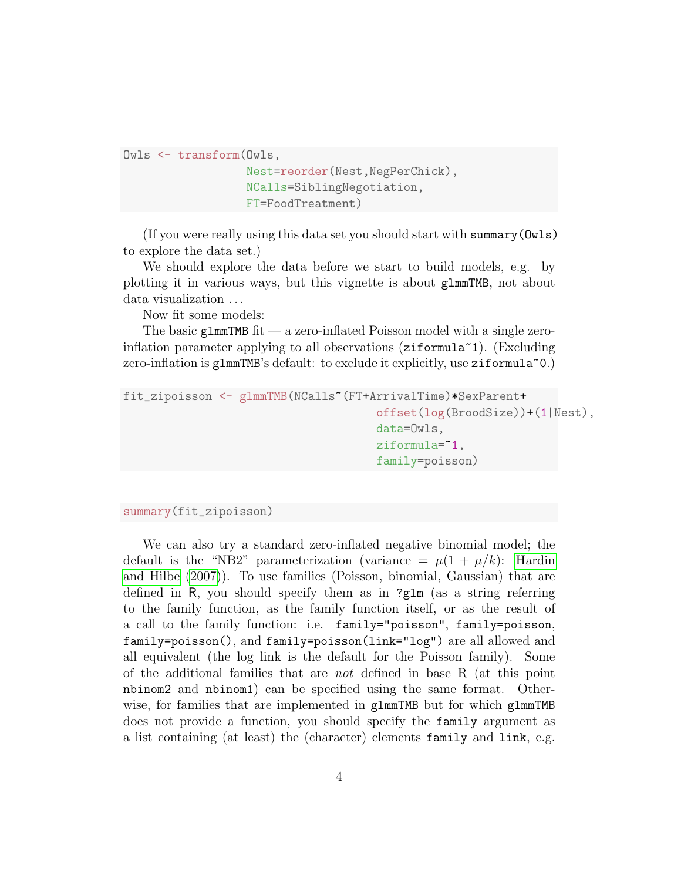```
Owls <- transform(Owls,
                  Nest=reorder(Nest,NegPerChick),
                  NCalls=SiblingNegotiation,
                  FT=FoodTreatment)
```

(If you were really using this data set you should start with `summary(Owls)` to explore the data set.)

We should explore the data before we start to build models, e.g. by plotting it in various ways, but this vignette is about `glmmTMB`, not about data visualization . . .

Now fit some models:

The basic `glmmTMB` fit — a zero-inflated Poisson model with a single zero-inflation parameter applying to all observations (`ziformula~1`). (Excluding zero-inflation is `glmmTMB`'s default: to exclude it explicitly, use `ziformula~0`.)

```
fit_zipoisson <- glmmTMB(NCalls~(FT+ArrivalTime)*SexParent+
                                  offset(log(BroodSize))+(1|Nest),
                                  data=Owls,
                                  ziformula=~1,
                                  family=poisson)
```

```
summary(fit_zipoisson)
```

We can also try a standard zero-inflated negative binomial model; the default is the "NB2" parameterization (variance = $\mu(1 + \mu/k)$: Hardin and Hilbe (2007)). To use families (Poisson, binomial, Gaussian) that are defined in R, you should specify them as in `?glm` (as a string referring to the family function, as the family function itself, or as the result of a call to the family function: i.e. `family="poisson"`, `family=poisson`, `family=poisson()`, and `family=poisson(link="log")` are all allowed and all equivalent (the log link is the default for the Poisson family). Some of the additional families that are *not* defined in base R (at this point `nbinom2` and `nbinom1`) can be specified using the same format. Otherwise, for families that are implemented in `glmmTMB` but for which `glmmTMB` does not provide a function, you should specify the `family` argument as a list containing (at least) the (character) elements `family` and `link`, e.g.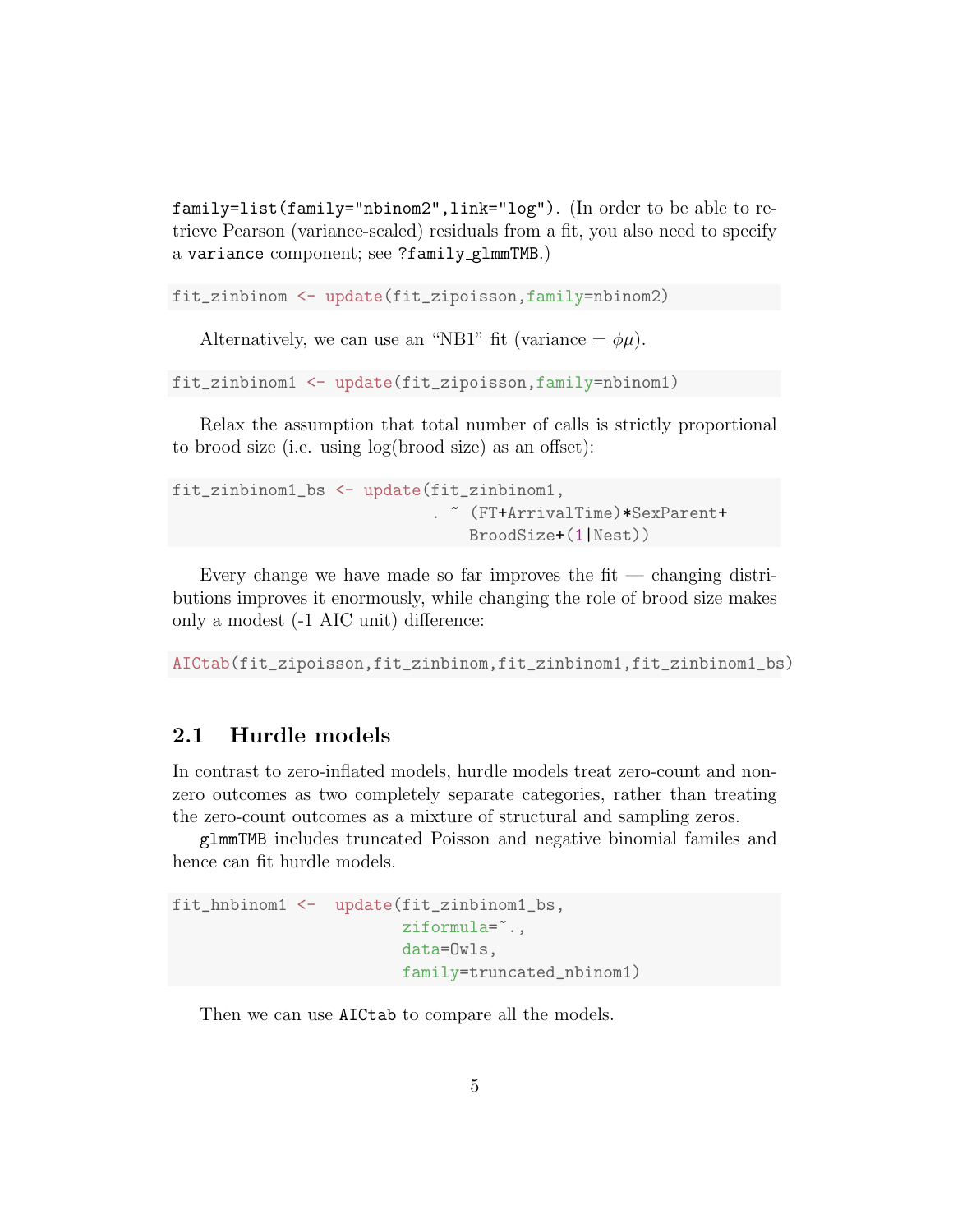`family=list(family="nbinom2",link="log")`. (In order to be able to retrieve Pearson (variance-scaled) residuals from a fit, you also need to specify a `variance` component; see `?family_glmmTMB`.)

```
fit_zinbinom <- update(fit_zipoisson,family=nbinom2)
```

Alternatively, we can use an "NB1" fit (variance = $\phi\mu$).

```
fit_zinbinom1 <- update(fit_zipoisson,family=nbinom1)
```

Relax the assumption that total number of calls is strictly proportional to brood size (i.e. using log(brood size) as an offset):

```
fit_zinbinom1_bs <- update(fit_zinbinom1,
                           . ~ (FT+ArrivalTime)*SexParent+
                              BroodSize+(1|Nest))
```

Every change we have made so far improves the fit — changing distributions improves it enormously, while changing the role of brood size makes only a modest (-1 AIC unit) difference:

```
AICtab(fit_zipoisson,fit_zinbinom,fit_zinbinom1,fit_zinbinom1_bs)
```

## 2.1 Hurdle models

In contrast to zero-inflated models, hurdle models treat zero-count and non-zero outcomes as two completely separate categories, rather than treating the zero-count outcomes as a mixture of structural and sampling zeros.

`glmmTMB` includes truncated Poisson and negative binomial familes and hence can fit hurdle models.

```
fit_hnbinom1 <-  update(fit_zinbinom1_bs,
                        ziformula=~.,
                        data=Owls,
                        family=truncated_nbinom1)
```

Then we can use `AICtab` to compare all the models.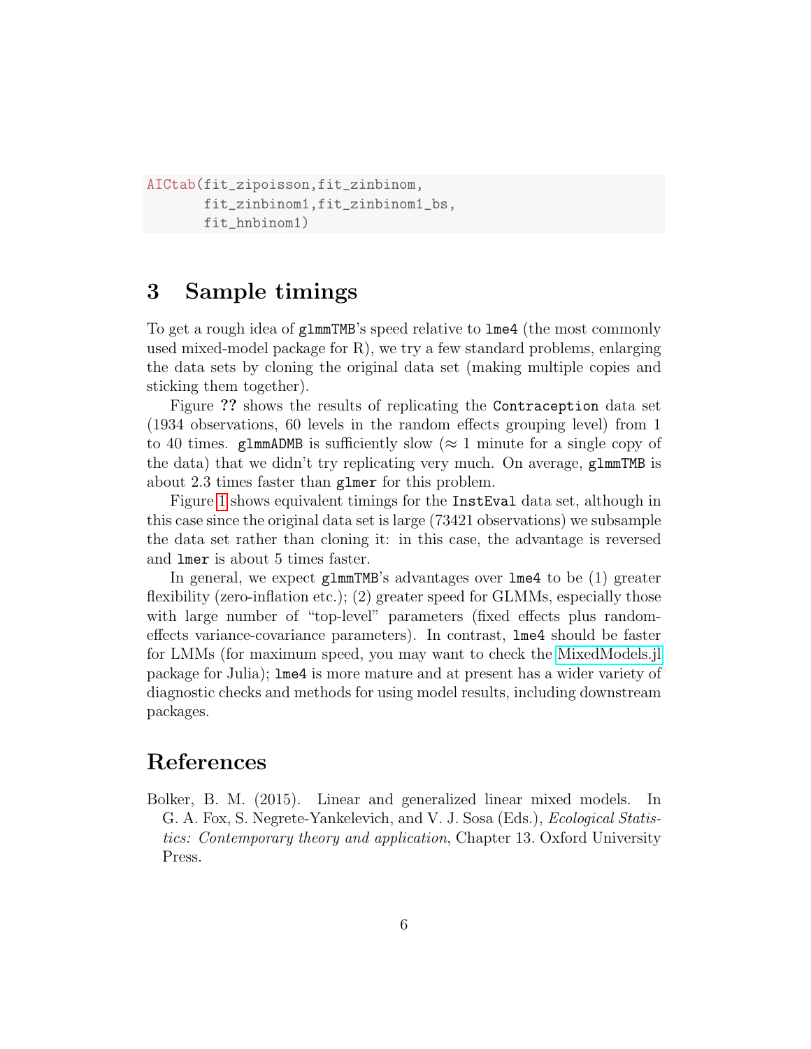```
AICtab(fit_zipoisson,fit_zinbinom,
       fit_zinbinom1,fit_zinbinom1_bs,
       fit_hnbinom1)
```

## 3 Sample timings

To get a rough idea of glmmTMB's speed relative to lme4 (the most commonly used mixed-model package for R), we try a few standard problems, enlarging the data sets by cloning the original data set (making multiple copies and sticking them together).

Figure ?? shows the results of replicating the Contraception data set (1934 observations, 60 levels in the random effects grouping level) from 1 to 40 times. glmmADMB is sufficiently slow ($\approx$ 1 minute for a single copy of the data) that we didn't try replicating very much. On average, glmmTMB is about 2.3 times faster than glmer for this problem.

Figure 1 shows equivalent timings for the InstEval data set, although in this case since the original data set is large (73421 observations) we subsample the data set rather than cloning it: in this case, the advantage is reversed and lmer is about 5 times faster.

In general, we expect glmmTMB's advantages over lme4 to be (1) greater flexibility (zero-inflation etc.); (2) greater speed for GLMMs, especially those with large number of "top-level" parameters (fixed effects plus random-effects variance-covariance parameters). In contrast, lme4 should be faster for LMMs (for maximum speed, you may want to check the MixedModels.jl package for Julia); lme4 is more mature and at present has a wider variety of diagnostic checks and methods for using model results, including downstream packages.

## References

Bolker, B. M. (2015). Linear and generalized linear mixed models. In G. A. Fox, S. Negrete-Yankelevich, and V. J. Sosa (Eds.), *Ecological Statistics: Contemporary theory and application*, Chapter 13. Oxford University Press.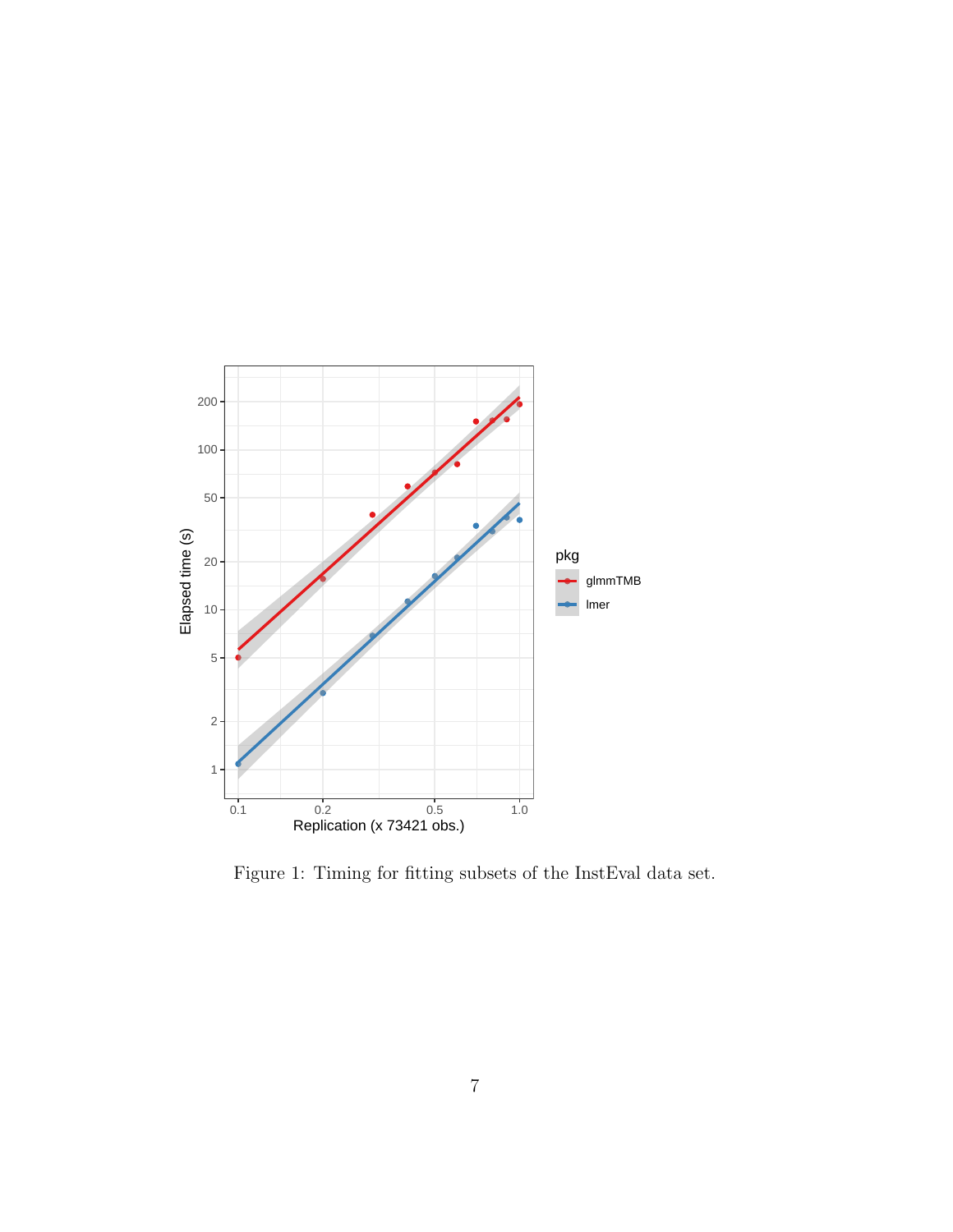Figure 1: Timing for fitting subsets of the InstEval data set.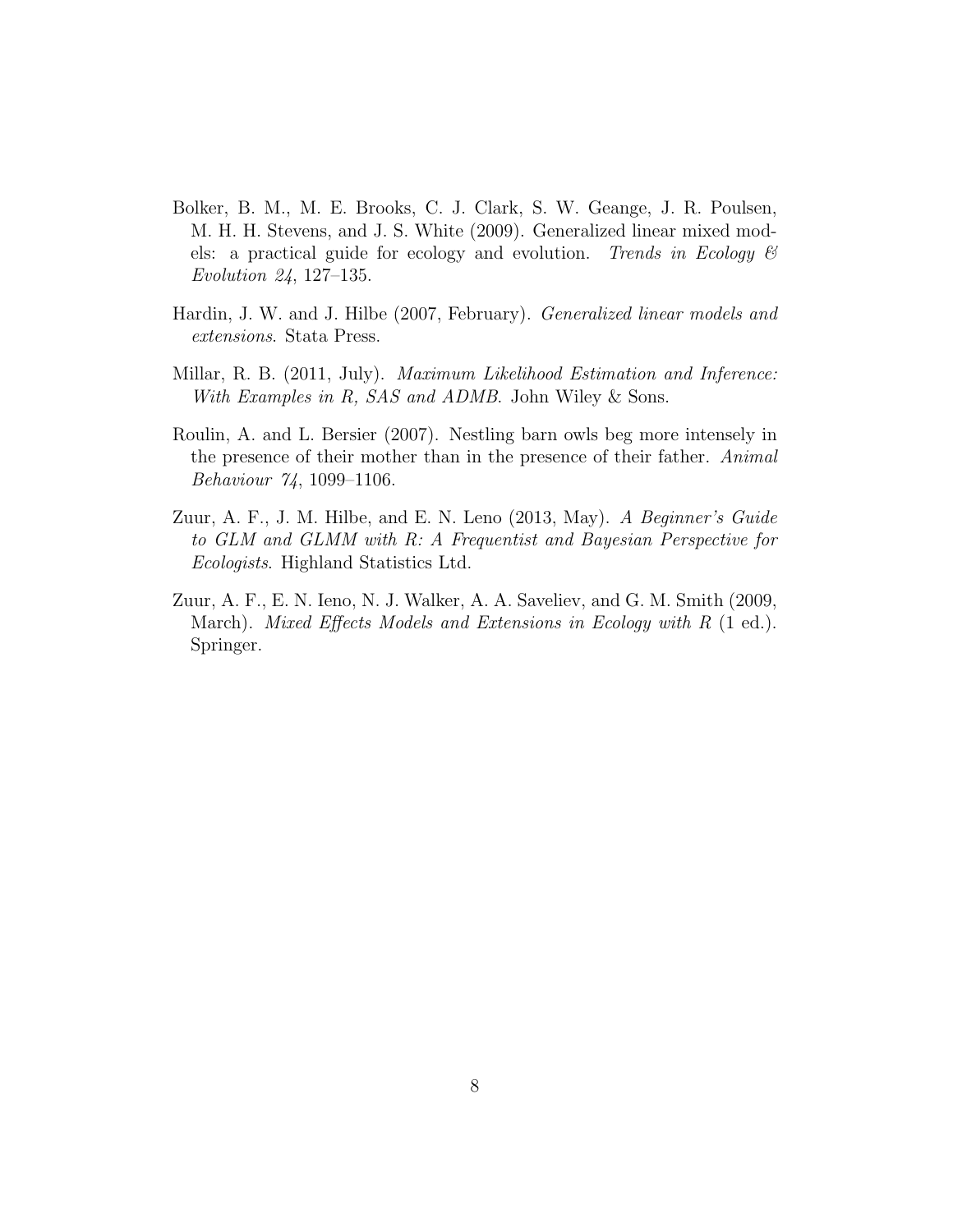Bolker, B. M., M. E. Brooks, C. J. Clark, S. W. Geange, J. R. Poulsen, M. H. H. Stevens, and J. S. White (2009). Generalized linear mixed models: a practical guide for ecology and evolution. *Trends in Ecology & Evolution 24*, 127–135.

Hardin, J. W. and J. Hilbe (2007, February). *Generalized linear models and extensions*. Stata Press.

Millar, R. B. (2011, July). *Maximum Likelihood Estimation and Inference: With Examples in R, SAS and ADMB*. John Wiley & Sons.

Roulin, A. and L. Bersier (2007). Nestling barn owls beg more intensely in the presence of their mother than in the presence of their father. *Animal Behaviour 74*, 1099–1106.

Zuur, A. F., J. M. Hilbe, and E. N. Leno (2013, May). *A Beginner's Guide to GLM and GLMM with R: A Frequentist and Bayesian Perspective for Ecologists*. Highland Statistics Ltd.

Zuur, A. F., E. N. Ieno, N. J. Walker, A. A. Saveliev, and G. M. Smith (2009, March). *Mixed Effects Models and Extensions in Ecology with R* (1 ed.). Springer.